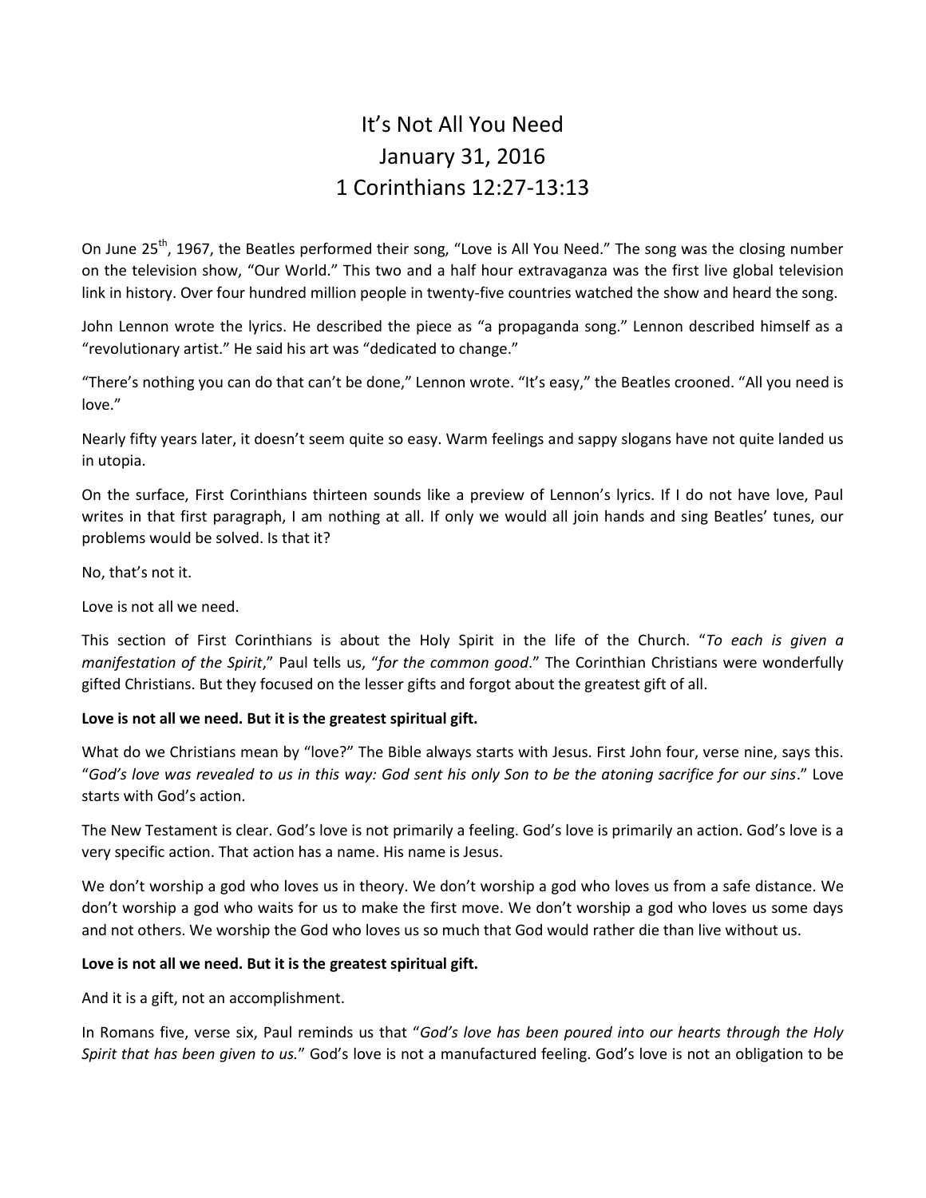# It's Not All You Need
## January 31, 2016
## 1 Corinthians 12:27-13:13

On June 25th, 1967, the Beatles performed their song, "Love is All You Need." The song was the closing number on the television show, "Our World." This two and a half hour extravaganza was the first live global television link in history. Over four hundred million people in twenty-five countries watched the show and heard the song.

John Lennon wrote the lyrics. He described the piece as "a propaganda song." Lennon described himself as a "revolutionary artist." He said his art was "dedicated to change."

"There's nothing you can do that can't be done," Lennon wrote. "It's easy," the Beatles crooned. "All you need is love."

Nearly fifty years later, it doesn't seem quite so easy. Warm feelings and sappy slogans have not quite landed us in utopia.

On the surface, First Corinthians thirteen sounds like a preview of Lennon's lyrics. If I do not have love, Paul writes in that first paragraph, I am nothing at all. If only we would all join hands and sing Beatles' tunes, our problems would be solved. Is that it?

No, that's not it.

Love is not all we need.

This section of First Corinthians is about the Holy Spirit in the life of the Church. "*To each is given a manifestation of the Spirit*," Paul tells us, "*for the common good*." The Corinthian Christians were wonderfully gifted Christians. But they focused on the lesser gifts and forgot about the greatest gift of all.

**Love is not all we need. But it is the greatest spiritual gift.**

What do we Christians mean by "love?" The Bible always starts with Jesus. First John four, verse nine, says this. "*God's love was revealed to us in this way: God sent his only Son to be the atoning sacrifice for our sins*." Love starts with God's action.

The New Testament is clear. God's love is not primarily a feeling. God's love is primarily an action. God's love is a very specific action. That action has a name. His name is Jesus.

We don't worship a god who loves us in theory. We don't worship a god who loves us from a safe distance. We don't worship a god who waits for us to make the first move. We don't worship a god who loves us some days and not others. We worship the God who loves us so much that God would rather die than live without us.

**Love is not all we need. But it is the greatest spiritual gift.**

And it is a gift, not an accomplishment.

In Romans five, verse six, Paul reminds us that "*God's love has been poured into our hearts through the Holy Spirit that has been given to us.*" God's love is not a manufactured feeling. God's love is not an obligation to be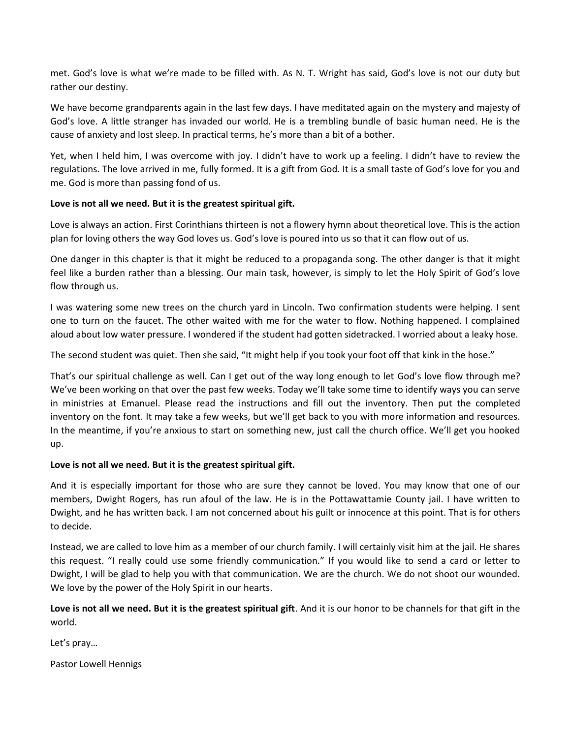met. God's love is what we're made to be filled with. As N. T. Wright has said, God's love is not our duty but rather our destiny.

We have become grandparents again in the last few days. I have meditated again on the mystery and majesty of God's love. A little stranger has invaded our world. He is a trembling bundle of basic human need. He is the cause of anxiety and lost sleep. In practical terms, he's more than a bit of a bother.

Yet, when I held him, I was overcome with joy. I didn't have to work up a feeling. I didn't have to review the regulations. The love arrived in me, fully formed. It is a gift from God. It is a small taste of God's love for you and me. God is more than passing fond of us.

**Love is not all we need. But it is the greatest spiritual gift.**

Love is always an action. First Corinthians thirteen is not a flowery hymn about theoretical love. This is the action plan for loving others the way God loves us. God's love is poured into us so that it can flow out of us.

One danger in this chapter is that it might be reduced to a propaganda song. The other danger is that it might feel like a burden rather than a blessing. Our main task, however, is simply to let the Holy Spirit of God's love flow through us.

I was watering some new trees on the church yard in Lincoln. Two confirmation students were helping. I sent one to turn on the faucet. The other waited with me for the water to flow. Nothing happened. I complained aloud about low water pressure. I wondered if the student had gotten sidetracked. I worried about a leaky hose.

The second student was quiet. Then she said, "It might help if you took your foot off that kink in the hose."

That's our spiritual challenge as well. Can I get out of the way long enough to let God's love flow through me? We've been working on that over the past few weeks. Today we'll take some time to identify ways you can serve in ministries at Emanuel. Please read the instructions and fill out the inventory. Then put the completed inventory on the font. It may take a few weeks, but we'll get back to you with more information and resources. In the meantime, if you're anxious to start on something new, just call the church office. We'll get you hooked up.

**Love is not all we need. But it is the greatest spiritual gift.**

And it is especially important for those who are sure they cannot be loved. You may know that one of our members, Dwight Rogers, has run afoul of the law. He is in the Pottawattamie County jail. I have written to Dwight, and he has written back. I am not concerned about his guilt or innocence at this point. That is for others to decide.

Instead, we are called to love him as a member of our church family. I will certainly visit him at the jail. He shares this request. "I really could use some friendly communication." If you would like to send a card or letter to Dwight, I will be glad to help you with that communication. We are the church. We do not shoot our wounded. We love by the power of the Holy Spirit in our hearts.

**Love is not all we need. But it is the greatest spiritual gift**. And it is our honor to be channels for that gift in the world.

Let's pray…

Pastor Lowell Hennigs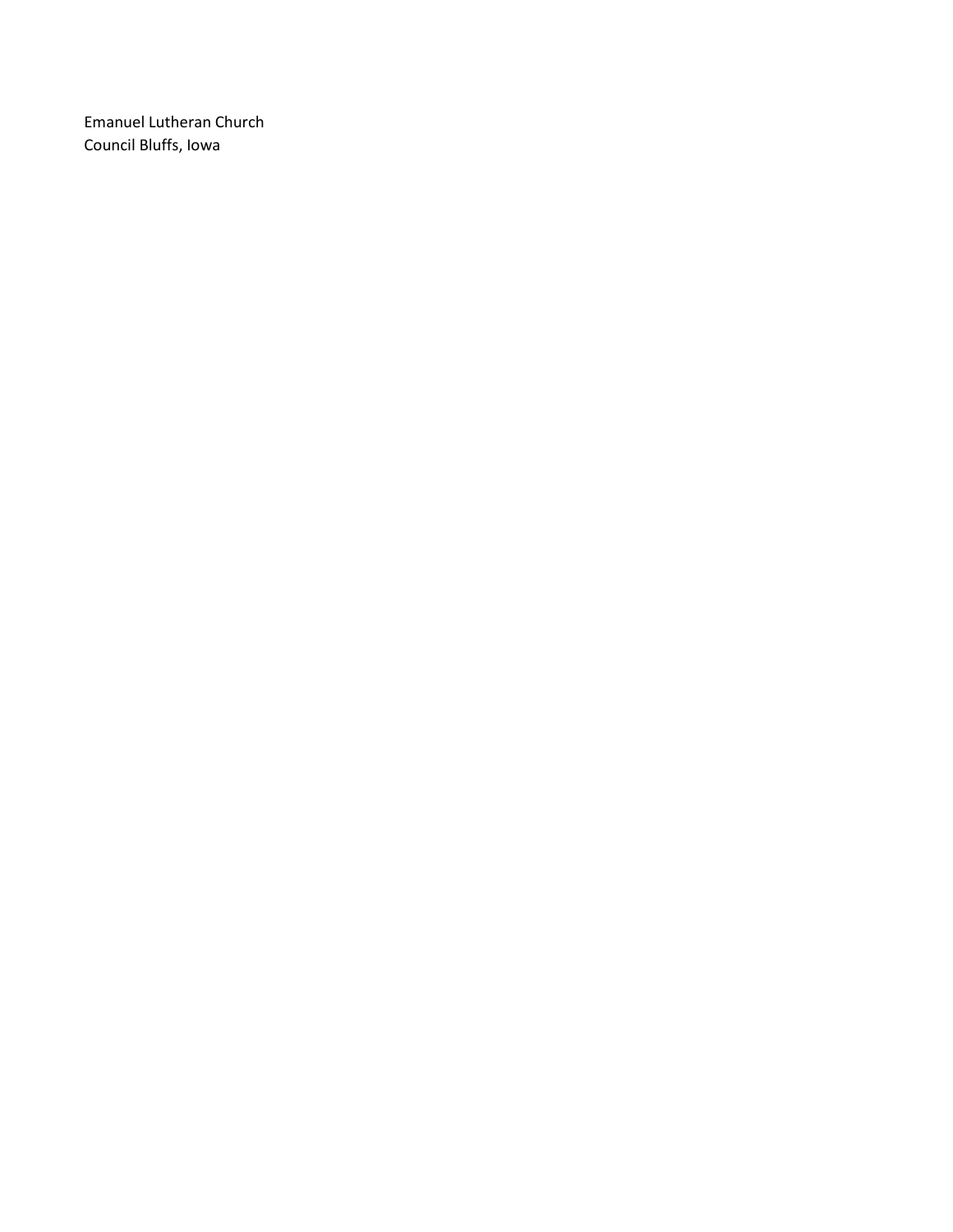Emanuel Lutheran Church
Council Bluffs, Iowa